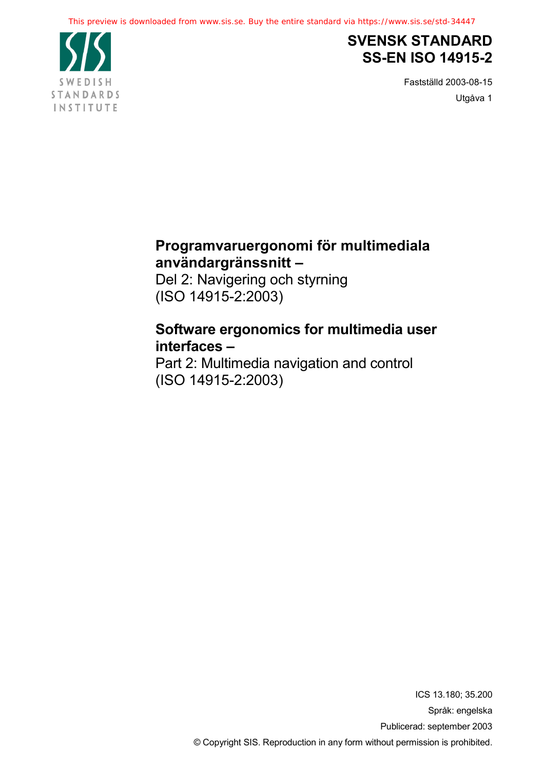This preview is downloaded from www.sis.se. Buy the entire standard via https://www.sis.se/std-34447

SWEDISH STANDARDS INSTITUTE

# SVENSK STANDARD
# SS-EN ISO 14915-2

Fastställd 2003-08-15

Utgåva 1

**Programvaruergonomi för multimediala användargränssnitt –**
Del 2: Navigering och styrning
(ISO 14915-2:2003)

**Software ergonomics for multimedia user interfaces –**
Part 2: Multimedia navigation and control
(ISO 14915-2:2003)

ICS 13.180; 35.200

Språk: engelska

Publicerad: september 2003

© Copyright SIS. Reproduction in any form without permission is prohibited.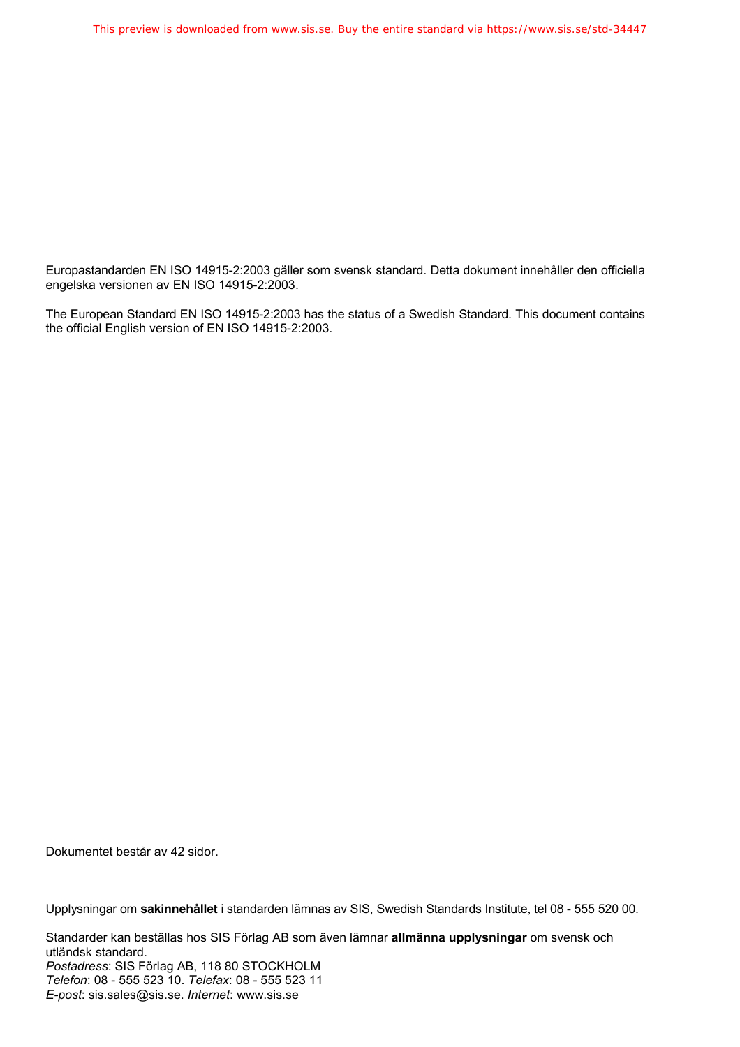Europastandarden EN ISO 14915-2:2003 gäller som svensk standard. Detta dokument innehåller den officiella engelska versionen av EN ISO 14915-2:2003.

The European Standard EN ISO 14915-2:2003 has the status of a Swedish Standard. This document contains the official English version of EN ISO 14915-2:2003.

Dokumentet består av 42 sidor.

Upplysningar om **sakinnehållet** i standarden lämnas av SIS, Swedish Standards Institute, tel 08 - 555 520 00.

Standarder kan beställas hos SIS Förlag AB som även lämnar **allmänna upplysningar** om svensk och utländsk standard.
*Postadress*: SIS Förlag AB, 118 80 STOCKHOLM
*Telefon*: 08 - 555 523 10. *Telefax*: 08 - 555 523 11
*E-post*: sis.sales@sis.se. *Internet*: www.sis.se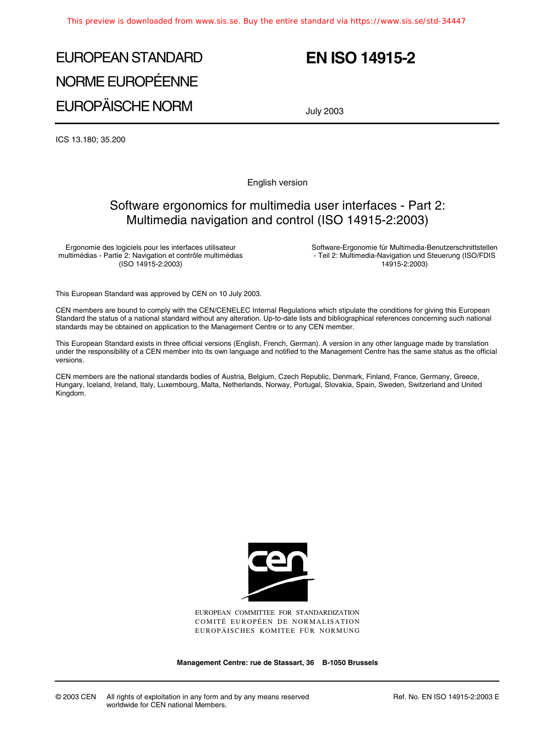This preview is downloaded from www.sis.se. Buy the entire standard via https://www.sis.se/std-34447

# EUROPEAN STANDARD
# NORME EUROPÉENNE
# EUROPÄISCHE NORM

# EN ISO 14915-2

July 2003

ICS 13.180; 35.200

English version

## Software ergonomics for multimedia user interfaces - Part 2: Multimedia navigation and control (ISO 14915-2:2003)

Ergonomie des logiciels pour les interfaces utilisateur multimédias - Partie 2: Navigation et contrôle multimédias (ISO 14915-2:2003)

Software-Ergonomie für Multimedia-Benutzerschnittstellen - Teil 2: Multimedia-Navigation und Steuerung (ISO/FDIS 14915-2:2003)

This European Standard was approved by CEN on 10 July 2003.

CEN members are bound to comply with the CEN/CENELEC Internal Regulations which stipulate the conditions for giving this European Standard the status of a national standard without any alteration. Up-to-date lists and bibliographical references concerning such national standards may be obtained on application to the Management Centre or to any CEN member.

This European Standard exists in three official versions (English, French, German). A version in any other language made by translation under the responsibility of a CEN member into its own language and notified to the Management Centre has the same status as the official versions.

CEN members are the national standards bodies of Austria, Belgium, Czech Republic, Denmark, Finland, France, Germany, Greece, Hungary, Iceland, Ireland, Italy, Luxembourg, Malta, Netherlands, Norway, Portugal, Slovakia, Spain, Sweden, Switzerland and United Kingdom.

EUROPEAN COMMITTEE FOR STANDARDIZATION
COMITÉ EUROPÉEN DE NORMALISATION
EUROPÄISCHES KOMITEE FÜR NORMUNG

**Management Centre: rue de Stassart, 36 B-1050 Brussels**

© 2003 CEN All rights of exploitation in any form and by any means reserved worldwide for CEN national Members.

Ref. No. EN ISO 14915-2:2003 E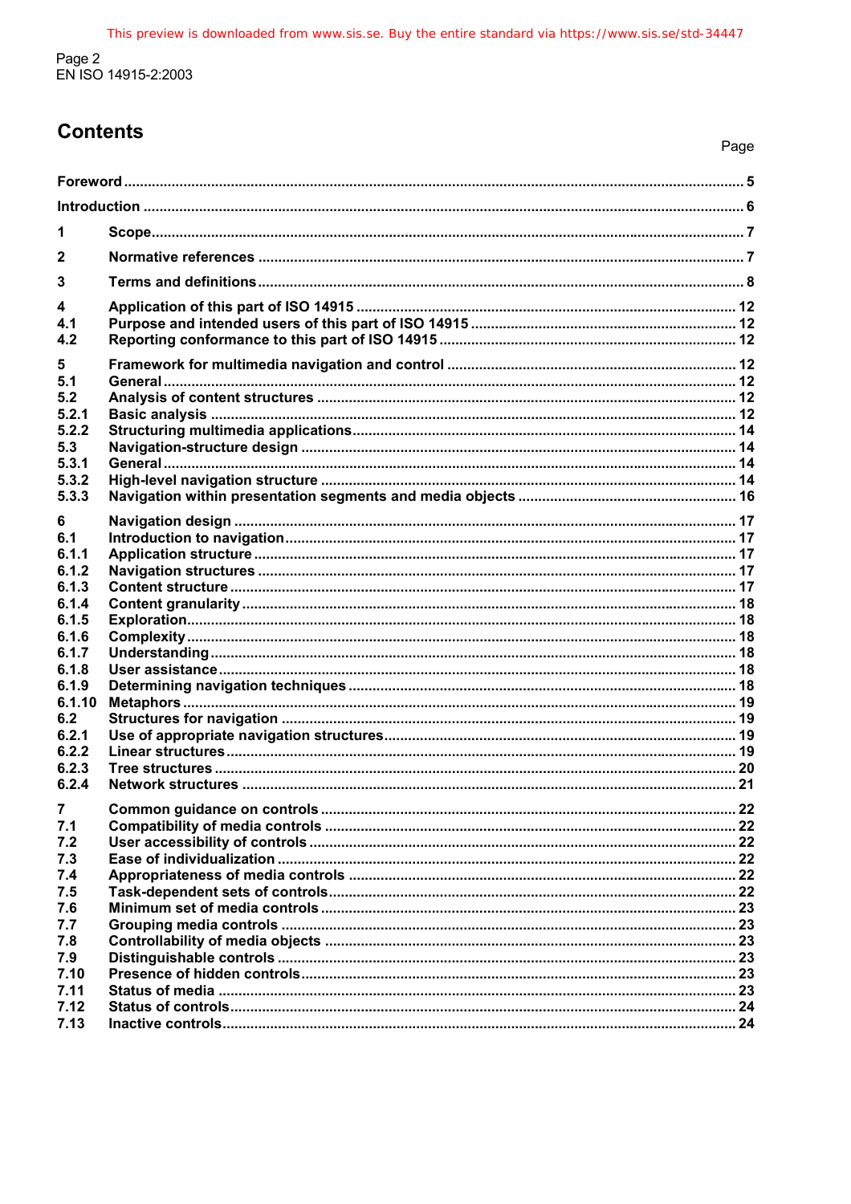# Contents

| | | Page |
|---|---|---|
| Foreword | | 5 |
| Introduction | | 6 |
| 1 | Scope | 7 |
| 2 | Normative references | 7 |
| 3 | Terms and definitions | 8 |
| 4 | Application of this part of ISO 14915 | 12 |
| 4.1 | Purpose and intended users of this part of ISO 14915 | 12 |
| 4.2 | Reporting conformance to this part of ISO 14915 | 12 |
| 5 | Framework for multimedia navigation and control | 12 |
| 5.1 | General | 12 |
| 5.2 | Analysis of content structures | 12 |
| 5.2.1 | Basic analysis | 12 |
| 5.2.2 | Structuring multimedia applications | 14 |
| 5.3 | Navigation-structure design | 14 |
| 5.3.1 | General | 14 |
| 5.3.2 | High-level navigation structure | 14 |
| 5.3.3 | Navigation within presentation segments and media objects | 16 |
| 6 | Navigation design | 17 |
| 6.1 | Introduction to navigation | 17 |
| 6.1.1 | Application structure | 17 |
| 6.1.2 | Navigation structures | 17 |
| 6.1.3 | Content structure | 17 |
| 6.1.4 | Content granularity | 18 |
| 6.1.5 | Exploration | 18 |
| 6.1.6 | Complexity | 18 |
| 6.1.7 | Understanding | 18 |
| 6.1.8 | User assistance | 18 |
| 6.1.9 | Determining navigation techniques | 18 |
| 6.1.10 | Metaphors | 19 |
| 6.2 | Structures for navigation | 19 |
| 6.2.1 | Use of appropriate navigation structures | 19 |
| 6.2.2 | Linear structures | 19 |
| 6.2.3 | Tree structures | 20 |
| 6.2.4 | Network structures | 21 |
| 7 | Common guidance on controls | 22 |
| 7.1 | Compatibility of media controls | 22 |
| 7.2 | User accessibility of controls | 22 |
| 7.3 | Ease of individualization | 22 |
| 7.4 | Appropriateness of media controls | 22 |
| 7.5 | Task-dependent sets of controls | 22 |
| 7.6 | Minimum set of media controls | 23 |
| 7.7 | Grouping media controls | 23 |
| 7.8 | Controllability of media objects | 23 |
| 7.9 | Distinguishable controls | 23 |
| 7.10 | Presence of hidden controls | 23 |
| 7.11 | Status of media | 23 |
| 7.12 | Status of controls | 24 |
| 7.13 | Inactive controls | 24 |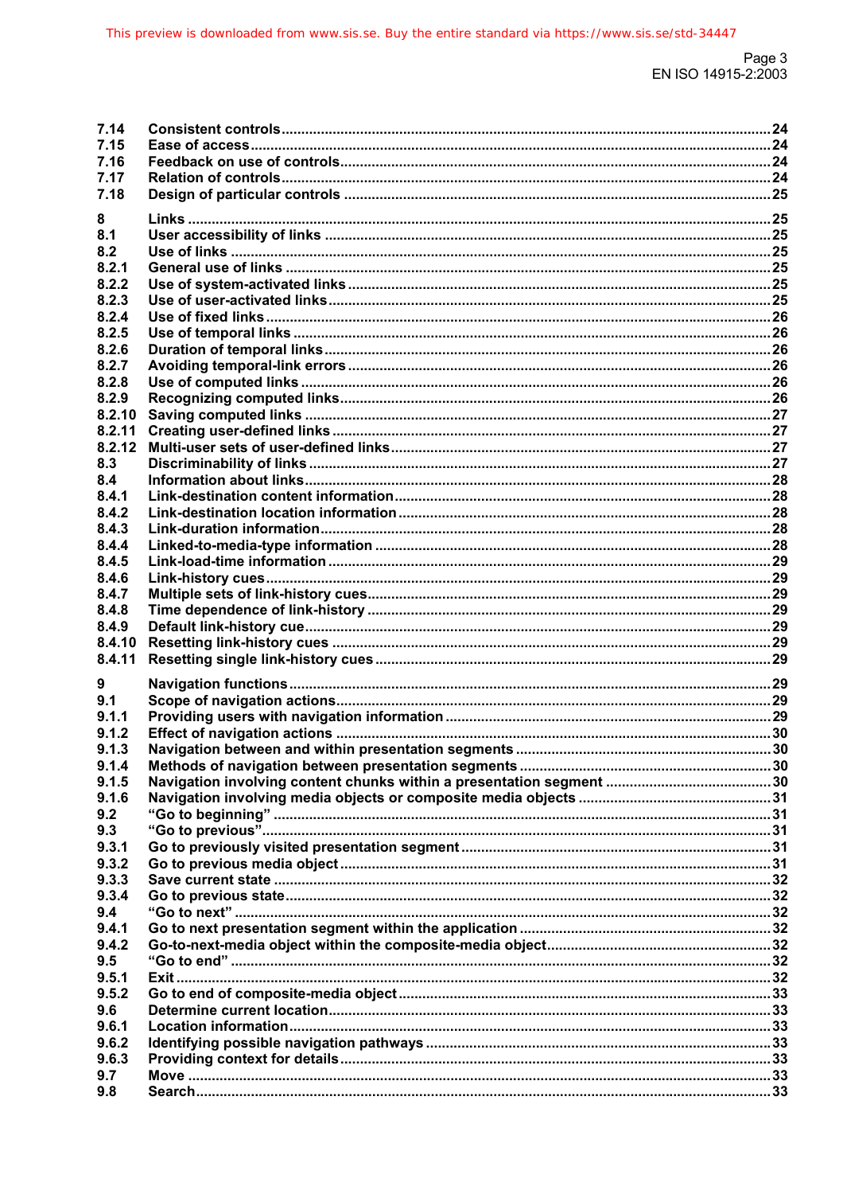| | | |
|---|---|---|
| 7.14 | Consistent controls | 24 |
| 7.15 | Ease of access | 24 |
| 7.16 | Feedback on use of controls | 24 |
| 7.17 | Relation of controls | 24 |
| 7.18 | Design of particular controls | 25 |
| 8 | Links | 25 |
| 8.1 | User accessibility of links | 25 |
| 8.2 | Use of links | 25 |
| 8.2.1 | General use of links | 25 |
| 8.2.2 | Use of system-activated links | 25 |
| 8.2.3 | Use of user-activated links | 25 |
| 8.2.4 | Use of fixed links | 26 |
| 8.2.5 | Use of temporal links | 26 |
| 8.2.6 | Duration of temporal links | 26 |
| 8.2.7 | Avoiding temporal-link errors | 26 |
| 8.2.8 | Use of computed links | 26 |
| 8.2.9 | Recognizing computed links | 26 |
| 8.2.10 | Saving computed links | 27 |
| 8.2.11 | Creating user-defined links | 27 |
| 8.2.12 | Multi-user sets of user-defined links | 27 |
| 8.3 | Discriminability of links | 27 |
| 8.4 | Information about links | 28 |
| 8.4.1 | Link-destination content information | 28 |
| 8.4.2 | Link-destination location information | 28 |
| 8.4.3 | Link-duration information | 28 |
| 8.4.4 | Linked-to-media-type information | 28 |
| 8.4.5 | Link-load-time information | 29 |
| 8.4.6 | Link-history cues | 29 |
| 8.4.7 | Multiple sets of link-history cues | 29 |
| 8.4.8 | Time dependence of link-history | 29 |
| 8.4.9 | Default link-history cue | 29 |
| 8.4.10 | Resetting link-history cues | 29 |
| 8.4.11 | Resetting single link-history cues | 29 |
| 9 | Navigation functions | 29 |
| 9.1 | Scope of navigation actions | 29 |
| 9.1.1 | Providing users with navigation information | 29 |
| 9.1.2 | Effect of navigation actions | 30 |
| 9.1.3 | Navigation between and within presentation segments | 30 |
| 9.1.4 | Methods of navigation between presentation segments | 30 |
| 9.1.5 | Navigation involving content chunks within a presentation segment | 30 |
| 9.1.6 | Navigation involving media objects or composite media objects | 31 |
| 9.2 | “Go to beginning” | 31 |
| 9.3 | “Go to previous” | 31 |
| 9.3.1 | Go to previously visited presentation segment | 31 |
| 9.3.2 | Go to previous media object | 31 |
| 9.3.3 | Save current state | 32 |
| 9.3.4 | Go to previous state | 32 |
| 9.4 | “Go to next” | 32 |
| 9.4.1 | Go to next presentation segment within the application | 32 |
| 9.4.2 | Go-to-next-media object within the composite-media object | 32 |
| 9.5 | “Go to end” | 32 |
| 9.5.1 | Exit | 32 |
| 9.5.2 | Go to end of composite-media object | 33 |
| 9.6 | Determine current location | 33 |
| 9.6.1 | Location information | 33 |
| 9.6.2 | Identifying possible navigation pathways | 33 |
| 9.6.3 | Providing context for details | 33 |
| 9.7 | Move | 33 |
| 9.8 | Search | 33 |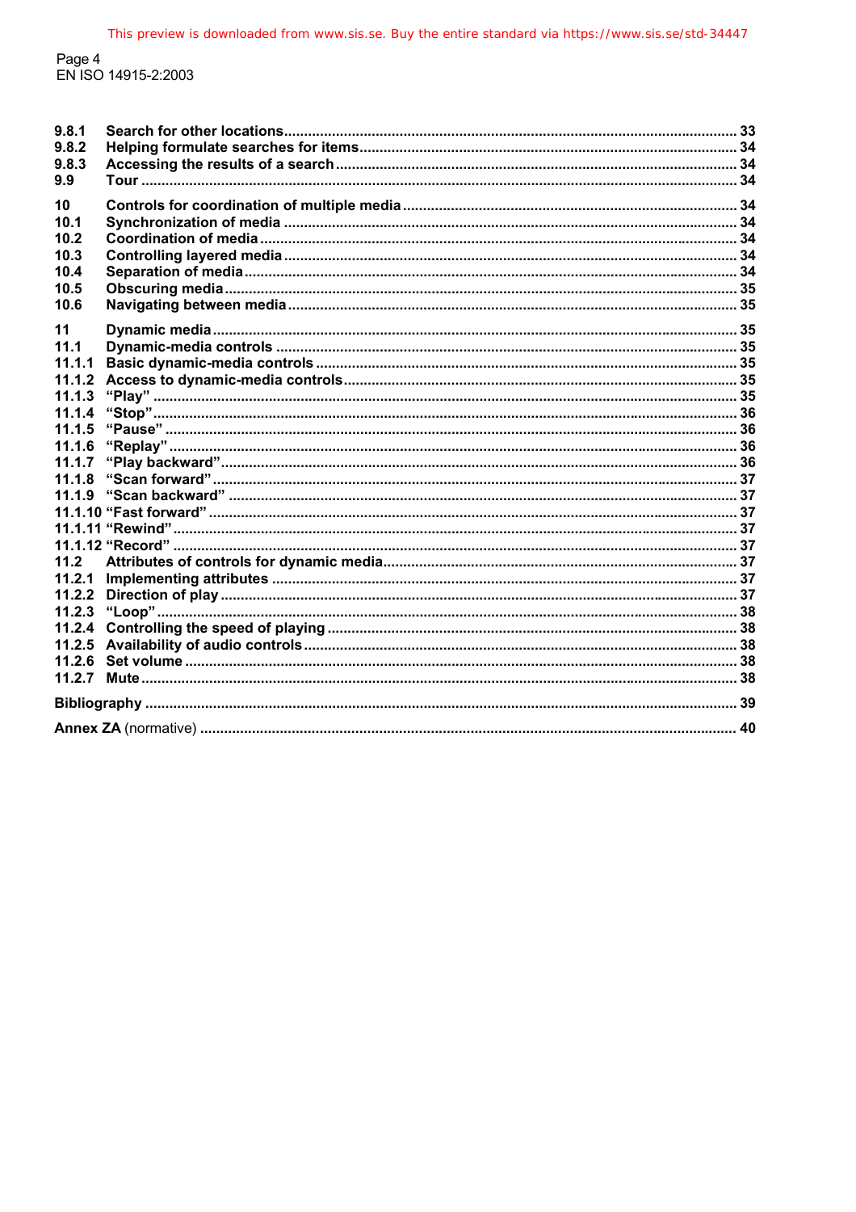| | | |
|---|---|---|
| **9.8.1** | **Search for other locations** | **33** |
| **9.8.2** | **Helping formulate searches for items** | **34** |
| **9.8.3** | **Accessing the results of a search** | **34** |
| **9.9** | **Tour** | **34** |
| **10** | **Controls for coordination of multiple media** | **34** |
| **10.1** | **Synchronization of media** | **34** |
| **10.2** | **Coordination of media** | **34** |
| **10.3** | **Controlling layered media** | **34** |
| **10.4** | **Separation of media** | **34** |
| **10.5** | **Obscuring media** | **35** |
| **10.6** | **Navigating between media** | **35** |
| **11** | **Dynamic media** | **35** |
| **11.1** | **Dynamic-media controls** | **35** |
| **11.1.1** | **Basic dynamic-media controls** | **35** |
| **11.1.2** | **Access to dynamic-media controls** | **35** |
| **11.1.3** | **“Play”** | **35** |
| **11.1.4** | **“Stop”** | **36** |
| **11.1.5** | **“Pause”** | **36** |
| **11.1.6** | **“Replay”** | **36** |
| **11.1.7** | **“Play backward”** | **36** |
| **11.1.8** | **“Scan forward”** | **37** |
| **11.1.9** | **“Scan backward”** | **37** |
| **11.1.10** | **“Fast forward”** | **37** |
| **11.1.11** | **“Rewind”** | **37** |
| **11.1.12** | **“Record”** | **37** |
| **11.2** | **Attributes of controls for dynamic media** | **37** |
| **11.2.1** | **Implementing attributes** | **37** |
| **11.2.2** | **Direction of play** | **37** |
| **11.2.3** | **“Loop”** | **38** |
| **11.2.4** | **Controlling the speed of playing** | **38** |
| **11.2.5** | **Availability of audio controls** | **38** |
| **11.2.6** | **Set volume** | **38** |
| **11.2.7** | **Mute** | **38** |
| | **Bibliography** | **39** |
| | **Annex ZA** (normative) | **40** |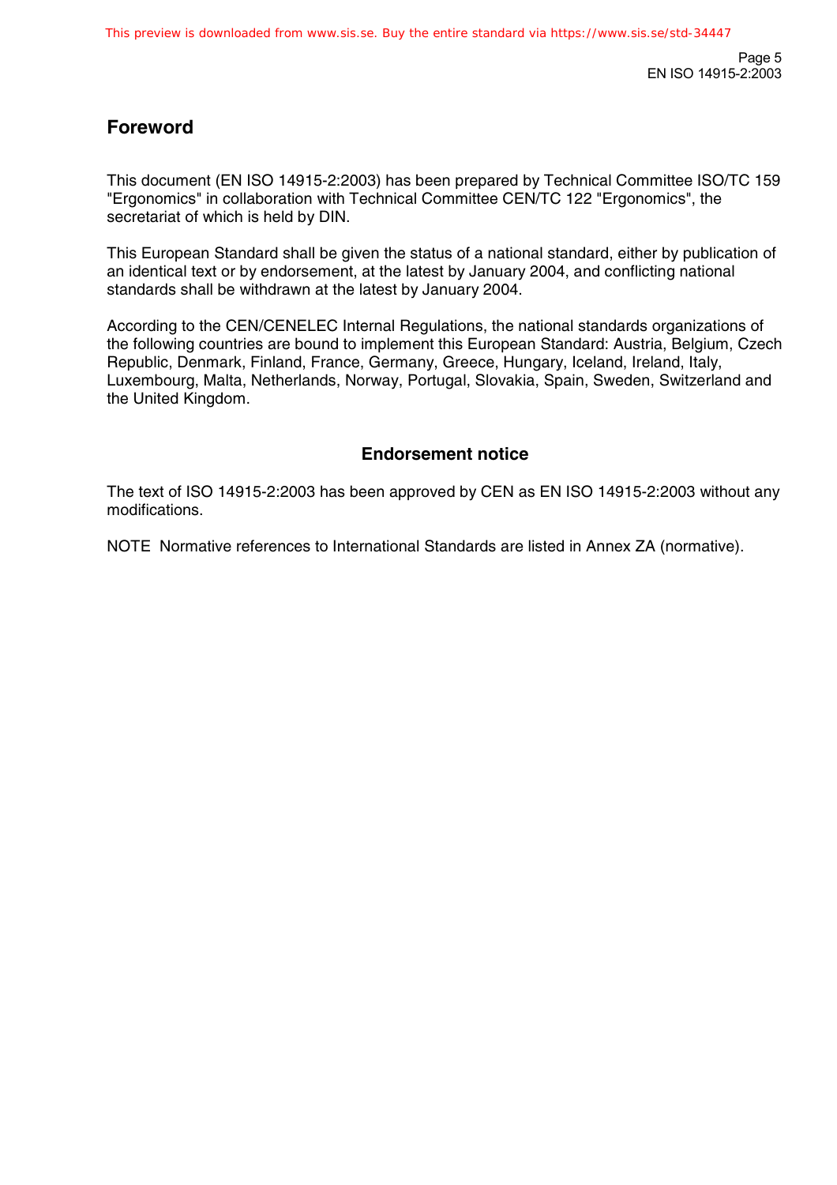## Foreword

This document (EN ISO 14915-2:2003) has been prepared by Technical Committee ISO/TC 159 "Ergonomics" in collaboration with Technical Committee CEN/TC 122 "Ergonomics", the secretariat of which is held by DIN.

This European Standard shall be given the status of a national standard, either by publication of an identical text or by endorsement, at the latest by January 2004, and conflicting national standards shall be withdrawn at the latest by January 2004.

According to the CEN/CENELEC Internal Regulations, the national standards organizations of the following countries are bound to implement this European Standard: Austria, Belgium, Czech Republic, Denmark, Finland, France, Germany, Greece, Hungary, Iceland, Ireland, Italy, Luxembourg, Malta, Netherlands, Norway, Portugal, Slovakia, Spain, Sweden, Switzerland and the United Kingdom.

### Endorsement notice

The text of ISO 14915-2:2003 has been approved by CEN as EN ISO 14915-2:2003 without any modifications.

NOTE Normative references to International Standards are listed in Annex ZA (normative).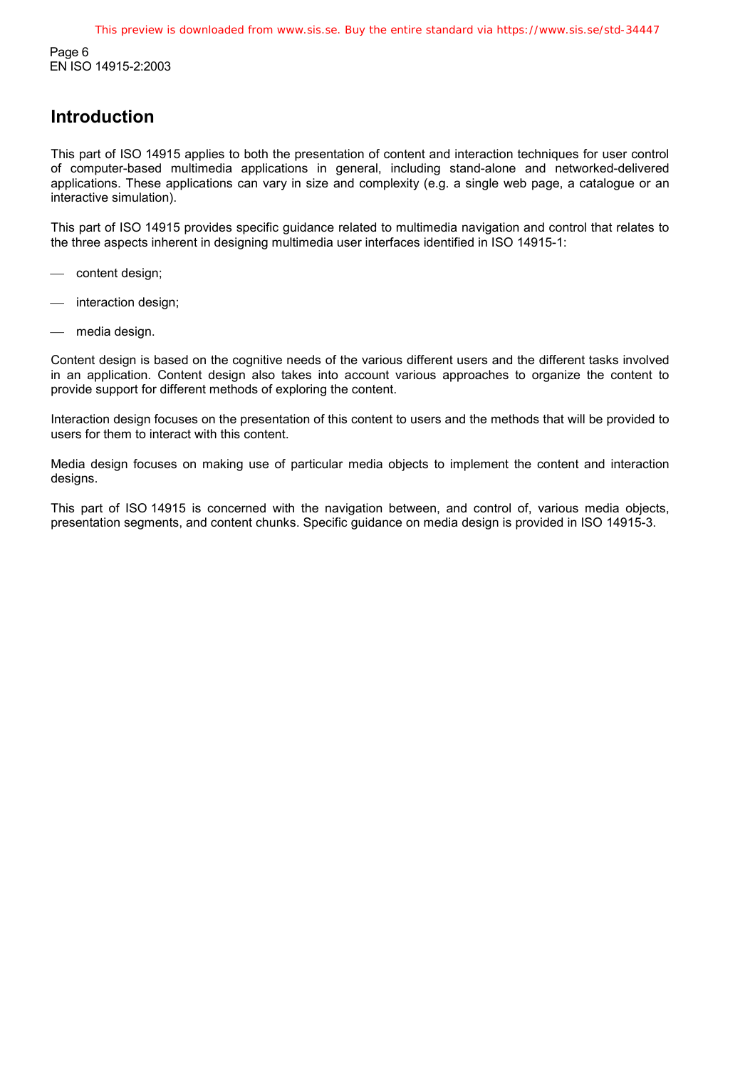# Introduction

This part of ISO 14915 applies to both the presentation of content and interaction techniques for user control of computer-based multimedia applications in general, including stand-alone and networked-delivered applications. These applications can vary in size and complexity (e.g. a single web page, a catalogue or an interactive simulation).

This part of ISO 14915 provides specific guidance related to multimedia navigation and control that relates to the three aspects inherent in designing multimedia user interfaces identified in ISO 14915-1:

- content design;
- interaction design;
- media design.

Content design is based on the cognitive needs of the various different users and the different tasks involved in an application. Content design also takes into account various approaches to organize the content to provide support for different methods of exploring the content.

Interaction design focuses on the presentation of this content to users and the methods that will be provided to users for them to interact with this content.

Media design focuses on making use of particular media objects to implement the content and interaction designs.

This part of ISO 14915 is concerned with the navigation between, and control of, various media objects, presentation segments, and content chunks. Specific guidance on media design is provided in ISO 14915-3.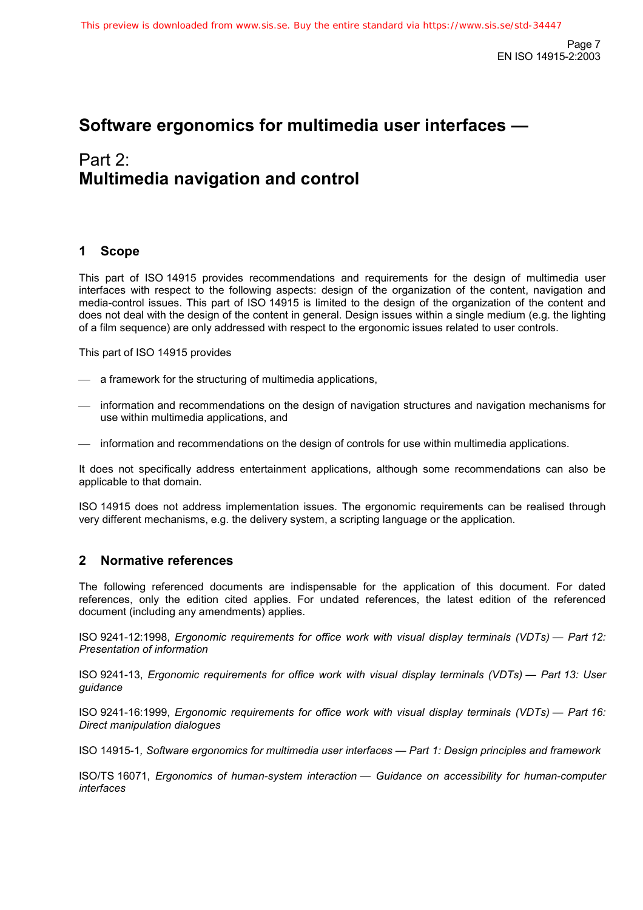# Software ergonomics for multimedia user interfaces —

# Part 2: Multimedia navigation and control

## 1 Scope

This part of ISO 14915 provides recommendations and requirements for the design of multimedia user interfaces with respect to the following aspects: design of the organization of the content, navigation and media-control issues. This part of ISO 14915 is limited to the design of the organization of the content and does not deal with the design of the content in general. Design issues within a single medium (e.g. the lighting of a film sequence) are only addressed with respect to the ergonomic issues related to user controls.

This part of ISO 14915 provides

- a framework for the structuring of multimedia applications,
- information and recommendations on the design of navigation structures and navigation mechanisms for use within multimedia applications, and
- information and recommendations on the design of controls for use within multimedia applications.

It does not specifically address entertainment applications, although some recommendations can also be applicable to that domain.

ISO 14915 does not address implementation issues. The ergonomic requirements can be realised through very different mechanisms, e.g. the delivery system, a scripting language or the application.

## 2 Normative references

The following referenced documents are indispensable for the application of this document. For dated references, only the edition cited applies. For undated references, the latest edition of the referenced document (including any amendments) applies.

ISO 9241-12:1998, *Ergonomic requirements for office work with visual display terminals (VDTs) — Part 12: Presentation of information*

ISO 9241-13, *Ergonomic requirements for office work with visual display terminals (VDTs) — Part 13: User guidance*

ISO 9241-16:1999, *Ergonomic requirements for office work with visual display terminals (VDTs) — Part 16: Direct manipulation dialogues*

ISO 14915-1*, Software ergonomics for multimedia user interfaces — Part 1: Design principles and framework*

ISO/TS 16071, *Ergonomics of human-system interaction — Guidance on accessibility for human-computer interfaces*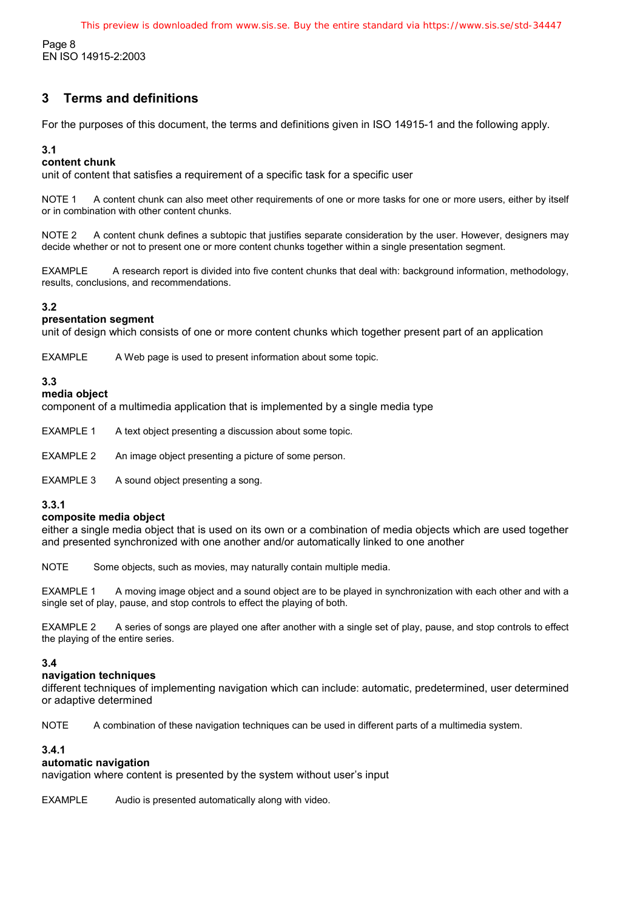## 3 Terms and definitions

For the purposes of this document, the terms and definitions given in ISO 14915-1 and the following apply.

### 3.1

**content chunk**

unit of content that satisfies a requirement of a specific task for a specific user

NOTE 1 A content chunk can also meet other requirements of one or more tasks for one or more users, either by itself or in combination with other content chunks.

NOTE 2 A content chunk defines a subtopic that justifies separate consideration by the user. However, designers may decide whether or not to present one or more content chunks together within a single presentation segment.

EXAMPLE A research report is divided into five content chunks that deal with: background information, methodology, results, conclusions, and recommendations.

### 3.2

**presentation segment**

unit of design which consists of one or more content chunks which together present part of an application

EXAMPLE A Web page is used to present information about some topic.

### 3.3

**media object**

component of a multimedia application that is implemented by a single media type

EXAMPLE 1 A text object presenting a discussion about some topic.

EXAMPLE 2 An image object presenting a picture of some person.

EXAMPLE 3 A sound object presenting a song.

#### 3.3.1

**composite media object**

either a single media object that is used on its own or a combination of media objects which are used together and presented synchronized with one another and/or automatically linked to one another

NOTE Some objects, such as movies, may naturally contain multiple media.

EXAMPLE 1 A moving image object and a sound object are to be played in synchronization with each other and with a single set of play, pause, and stop controls to effect the playing of both.

EXAMPLE 2 A series of songs are played one after another with a single set of play, pause, and stop controls to effect the playing of the entire series.

### 3.4

**navigation techniques**

different techniques of implementing navigation which can include: automatic, predetermined, user determined or adaptive determined

NOTE A combination of these navigation techniques can be used in different parts of a multimedia system.

#### 3.4.1

**automatic navigation**

navigation where content is presented by the system without user's input

EXAMPLE Audio is presented automatically along with video.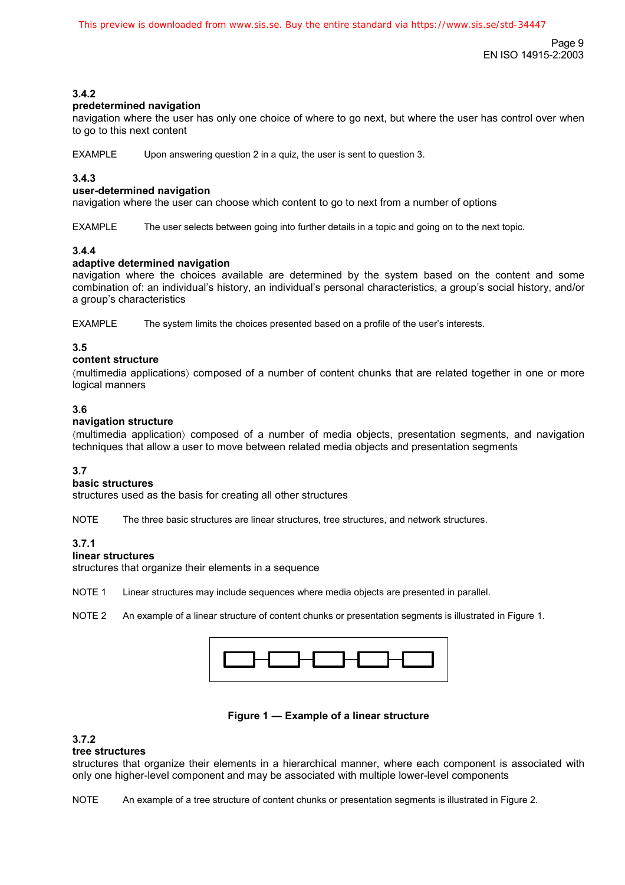### 3.4.2
**predetermined navigation**
navigation where the user has only one choice of where to go next, but where the user has control over when to go to this next content

EXAMPLE Upon answering question 2 in a quiz, the user is sent to question 3.

### 3.4.3
**user-determined navigation**
navigation where the user can choose which content to go to next from a number of options

EXAMPLE The user selects between going into further details in a topic and going on to the next topic.

### 3.4.4
**adaptive determined navigation**
navigation where the choices available are determined by the system based on the content and some combination of: an individual's history, an individual's personal characteristics, a group's social history, and/or a group's characteristics

EXAMPLE The system limits the choices presented based on a profile of the user's interests.

### 3.5
**content structure**
⟨multimedia applications⟩ composed of a number of content chunks that are related together in one or more logical manners

### 3.6
**navigation structure**
⟨multimedia application⟩ composed of a number of media objects, presentation segments, and navigation techniques that allow a user to move between related media objects and presentation segments

### 3.7
**basic structures**
structures used as the basis for creating all other structures

NOTE The three basic structures are linear structures, tree structures, and network structures.

### 3.7.1
**linear structures**
structures that organize their elements in a sequence

NOTE 1 Linear structures may include sequences where media objects are presented in parallel.

NOTE 2 An example of a linear structure of content chunks or presentation segments is illustrated in Figure 1.

**Figure 1 — Example of a linear structure**

### 3.7.2
**tree structures**
structures that organize their elements in a hierarchical manner, where each component is associated with only one higher-level component and may be associated with multiple lower-level components

NOTE An example of a tree structure of content chunks or presentation segments is illustrated in Figure 2.